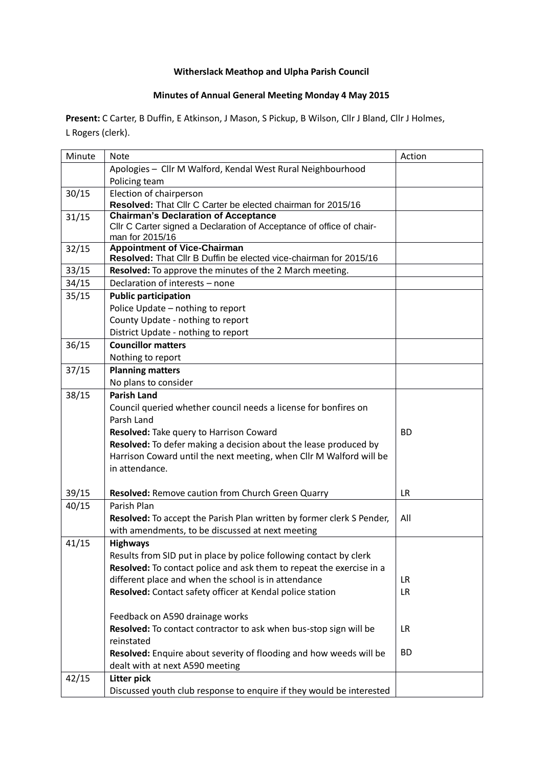**Witherslack Meathop and Ulpha Parish Council**

**Minutes of Annual General Meeting Monday 4 May 2015**

**Present:** C Carter, B Duffin, E Atkinson, J Mason, S Pickup, B Wilson, Cllr J Bland, Cllr J Holmes, L Rogers (clerk).

| Minute | Note | Action |
|---|---|---|
| | Apologies – Cllr M Walford, Kendal West Rural Neighbourhood Policing team | |
| 30/15 | Election of chairperson<br>**Resolved:** That Cllr C Carter be elected chairman for 2015/16 | |
| 31/15 | **Chairman's Declaration of Acceptance**<br>Cllr C Carter signed a Declaration of Acceptance of office of chair-man for 2015/16 | |
| 32/15 | **Appointment of Vice-Chairman**<br>**Resolved:** That Cllr B Duffin be elected vice-chairman for 2015/16 | |
| 33/15 | **Resolved:** To approve the minutes of the 2 March meeting. | |
| 34/15 | Declaration of interests – none | |
| 35/15 | **Public participation**<br>Police Update – nothing to report<br>County Update - nothing to report<br>District Update - nothing to report | |
| 36/15 | **Councillor matters**<br>Nothing to report | |
| 37/15 | **Planning matters**<br>No plans to consider | |
| 38/15 | **Parish Land**<br>Council queried whether council needs a license for bonfires on Parsh Land<br>**Resolved:** Take query to Harrison Coward<br>**Resolved:** To defer making a decision about the lease produced by Harrison Coward until the next meeting, when Cllr M Walford will be in attendance. | <br><br>BD |
| 39/15 | **Resolved:** Remove caution from Church Green Quarry | LR |
| 40/15 | Parish Plan<br>**Resolved:** To accept the Parish Plan written by former clerk S Pender, with amendments, to be discussed at next meeting | All |
| 41/15 | **Highways**<br>Results from SID put in place by police following contact by clerk<br>**Resolved:** To contact police and ask them to repeat the exercise in a different place and when the school is in attendance<br>**Resolved:** Contact safety officer at Kendal police station<br><br>Feedback on A590 drainage works<br>**Resolved:** To contact contractor to ask when bus-stop sign will be reinstated<br>**Resolved:** Enquire about severity of flooding and how weeds will be dealt with at next A590 meeting | <br><br>LR<br>LR<br><br><br>LR<br><br>BD |
| 42/15 | **Litter pick**<br>Discussed youth club response to enquire if they would be interested | |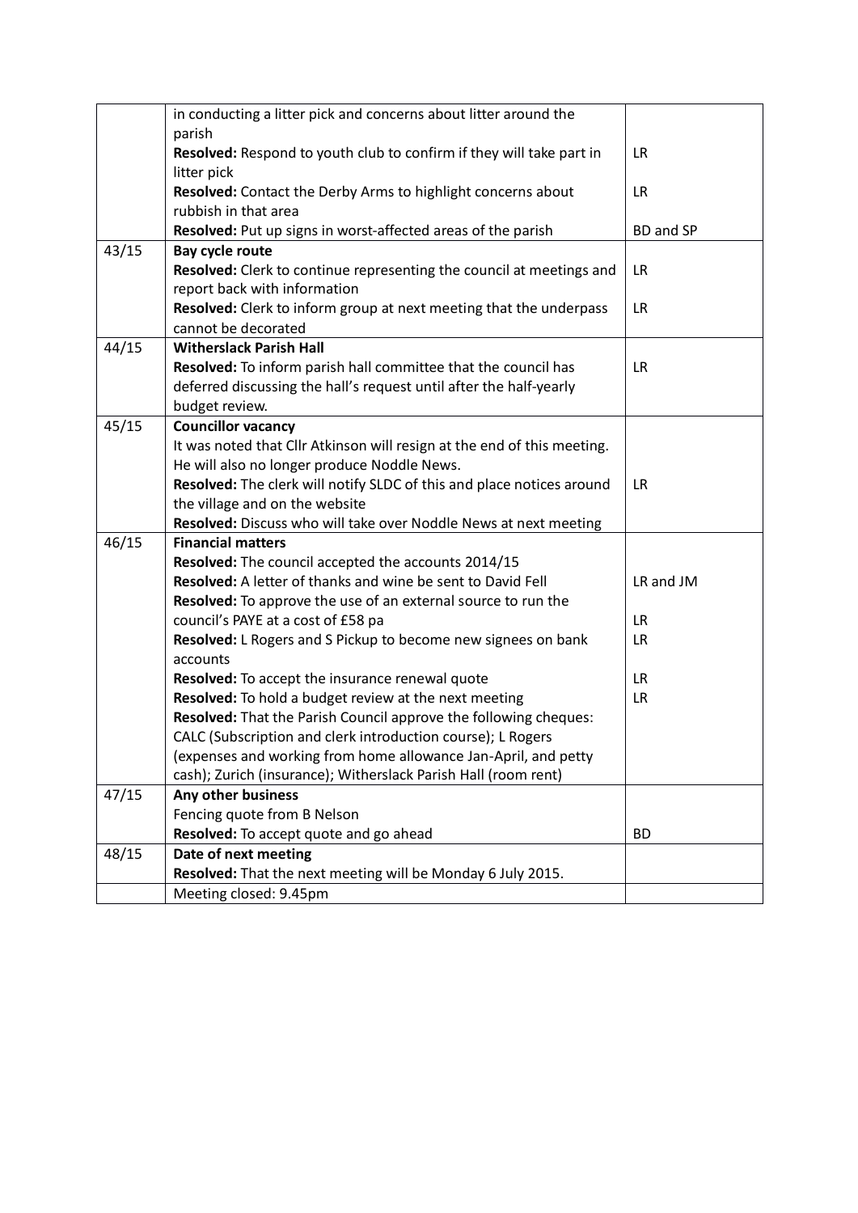| | | |
|---|---|---|
| | in conducting a litter pick and concerns about litter around the parish | |
| | **Resolved:** Respond to youth club to confirm if they will take part in litter pick | LR |
| | **Resolved:** Contact the Derby Arms to highlight concerns about rubbish in that area | LR |
| | **Resolved:** Put up signs in worst-affected areas of the parish | BD and SP |
| 43/15 | **Bay cycle route** | |
| | **Resolved:** Clerk to continue representing the council at meetings and report back with information | LR |
| | **Resolved:** Clerk to inform group at next meeting that the underpass cannot be decorated | LR |
| 44/15 | **Witherslack Parish Hall** | |
| | **Resolved:** To inform parish hall committee that the council has deferred discussing the hall's request until after the half-yearly budget review. | LR |
| 45/15 | **Councillor vacancy** | |
| | It was noted that Cllr Atkinson will resign at the end of this meeting. He will also no longer produce Noddle News. | |
| | **Resolved:** The clerk will notify SLDC of this and place notices around the village and on the website | LR |
| | **Resolved:** Discuss who will take over Noddle News at next meeting | |
| 46/15 | **Financial matters** | |
| | **Resolved:** The council accepted the accounts 2014/15 | |
| | **Resolved:** A letter of thanks and wine be sent to David Fell | LR and JM |
| | **Resolved:** To approve the use of an external source to run the council's PAYE at a cost of £58 pa | LR |
| | **Resolved:** L Rogers and S Pickup to become new signees on bank accounts | LR |
| | **Resolved:** To accept the insurance renewal quote | LR |
| | **Resolved:** To hold a budget review at the next meeting | LR |
| | **Resolved:** That the Parish Council approve the following cheques: CALC (Subscription and clerk introduction course); L Rogers (expenses and working from home allowance Jan-April, and petty cash); Zurich (insurance); Witherslack Parish Hall (room rent) | |
| 47/15 | **Any other business** | |
| | Fencing quote from B Nelson | |
| | **Resolved:** To accept quote and go ahead | BD |
| 48/15 | **Date of next meeting** | |
| | **Resolved:** That the next meeting will be Monday 6 July 2015. | |
| | Meeting closed: 9.45pm | |